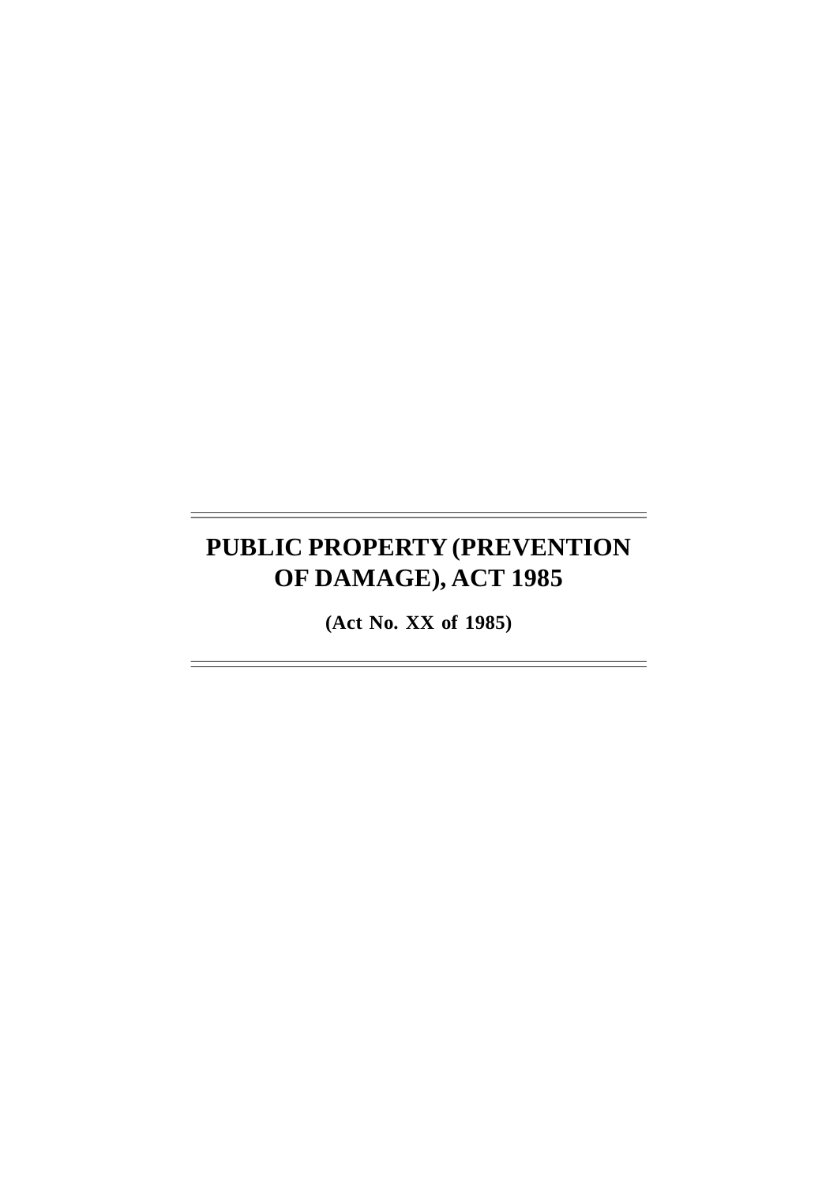# PUBLIC PROPERTY (PREVENTION OF DAMAGE), ACT 1985

**(Act No. XX of 1985)**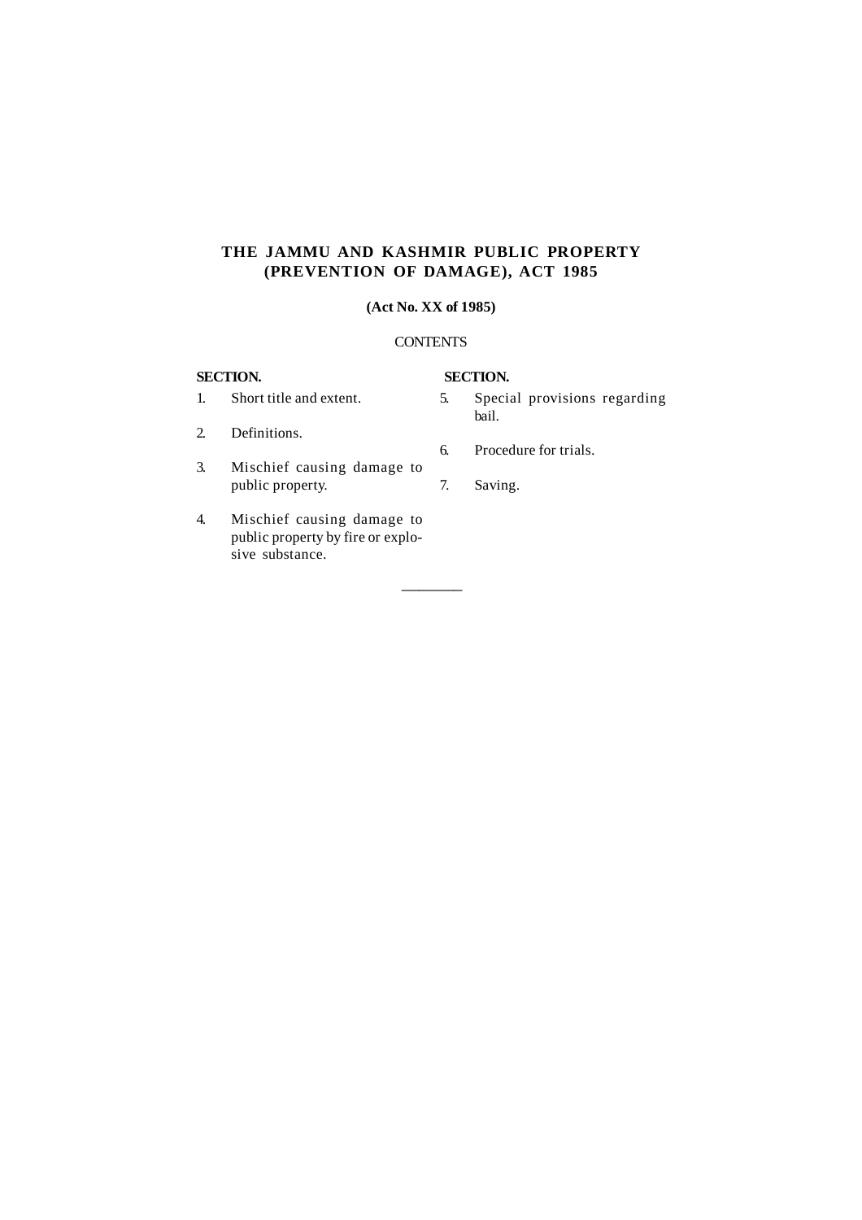# THE JAMMU AND KASHMIR PUBLIC PROPERTY (PREVENTION OF DAMAGE), ACT 1985

**(Act No. XX of 1985)**

CONTENTS

**SECTION.**

1. Short title and extent.
2. Definitions.
3. Mischief causing damage to public property.
4. Mischief causing damage to public property by fire or explosive substance.
5. Special provisions regarding bail.
6. Procedure for trials.
7. Saving.

---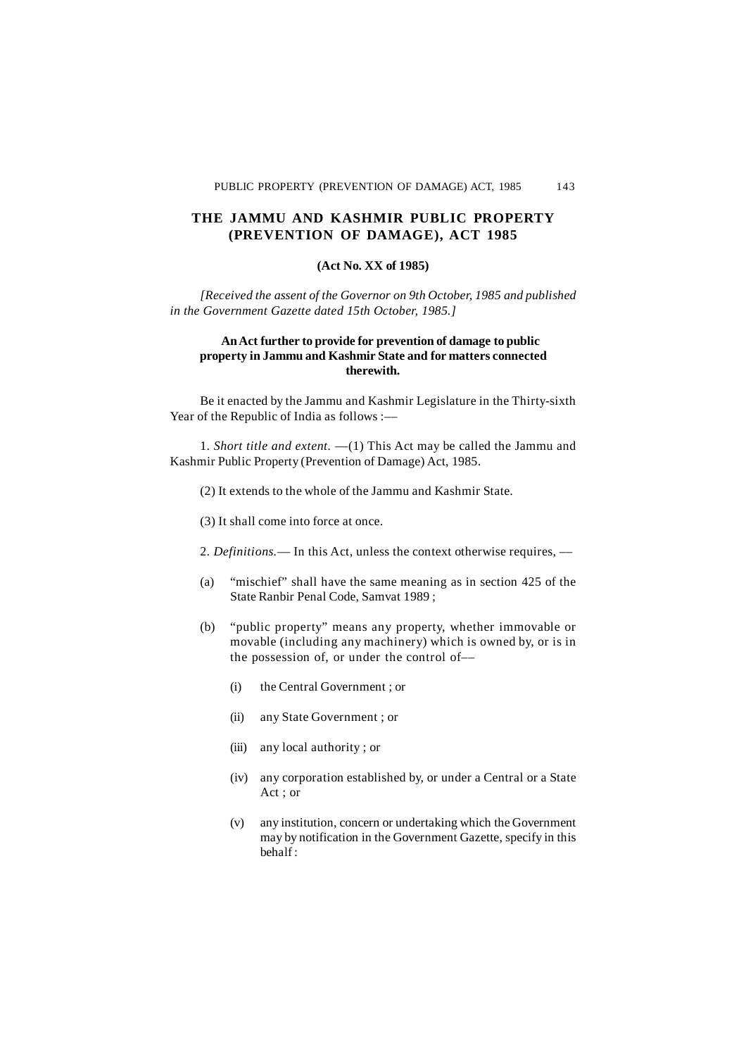# THE JAMMU AND KASHMIR PUBLIC PROPERTY (PREVENTION OF DAMAGE), ACT 1985

**(Act No. XX of 1985)**

*[Received the assent of the Governor on 9th October, 1985 and published in the Government Gazette dated 15th October, 1985.]*

**An Act further to provide for prevention of damage to public property in Jammu and Kashmir State and for matters connected therewith.**

Be it enacted by the Jammu and Kashmir Legislature in the Thirty-sixth Year of the Republic of India as follows :—

1. *Short title and extent.* —(1) This Act may be called the Jammu and Kashmir Public Property (Prevention of Damage) Act, 1985.

(2) It extends to the whole of the Jammu and Kashmir State.

(3) It shall come into force at once.

2. *Definitions.*— In this Act, unless the context otherwise requires, —

(a) "mischief" shall have the same meaning as in section 425 of the State Ranbir Penal Code, Samvat 1989 ;

(b) "public property" means any property, whether immovable or movable (including any machinery) which is owned by, or is in the possession of, or under the control of––

(i) the Central Government ; or

(ii) any State Government ; or

(iii) any local authority ; or

(iv) any corporation established by, or under a Central or a State Act ; or

(v) any institution, concern or undertaking which the Government may by notification in the Government Gazette, specify in this behalf :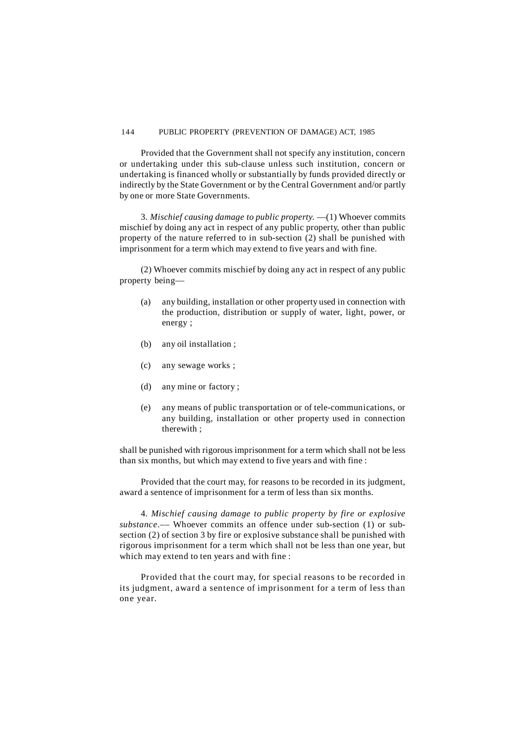Provided that the Government shall not specify any institution, concern or undertaking under this sub-clause unless such institution, concern or undertaking is financed wholly or substantially by funds provided directly or indirectly by the State Government or by the Central Government and/or partly by one or more State Governments.

3. *Mischief causing damage to public property.* —(1) Whoever commits mischief by doing any act in respect of any public property, other than public property of the nature referred to in sub-section (2) shall be punished with imprisonment for a term which may extend to five years and with fine.

(2) Whoever commits mischief by doing any act in respect of any public property being—

- (a) any building, installation or other property used in connection with the production, distribution or supply of water, light, power, or energy ;
- (b) any oil installation ;
- (c) any sewage works ;
- (d) any mine or factory ;
- (e) any means of public transportation or of tele-communications, or any building, installation or other property used in connection therewith ;

shall be punished with rigorous imprisonment for a term which shall not be less than six months, but which may extend to five years and with fine :

Provided that the court may, for reasons to be recorded in its judgment, award a sentence of imprisonment for a term of less than six months.

4. *Mischief causing damage to public property by fire or explosive substance*.–– Whoever commits an offence under sub-section (1) or sub-section (2) of section 3 by fire or explosive substance shall be punished with rigorous imprisonment for a term which shall not be less than one year, but which may extend to ten years and with fine :

Provided that the court may, for special reasons to be recorded in its judgment, award a sentence of imprisonment for a term of less than one year.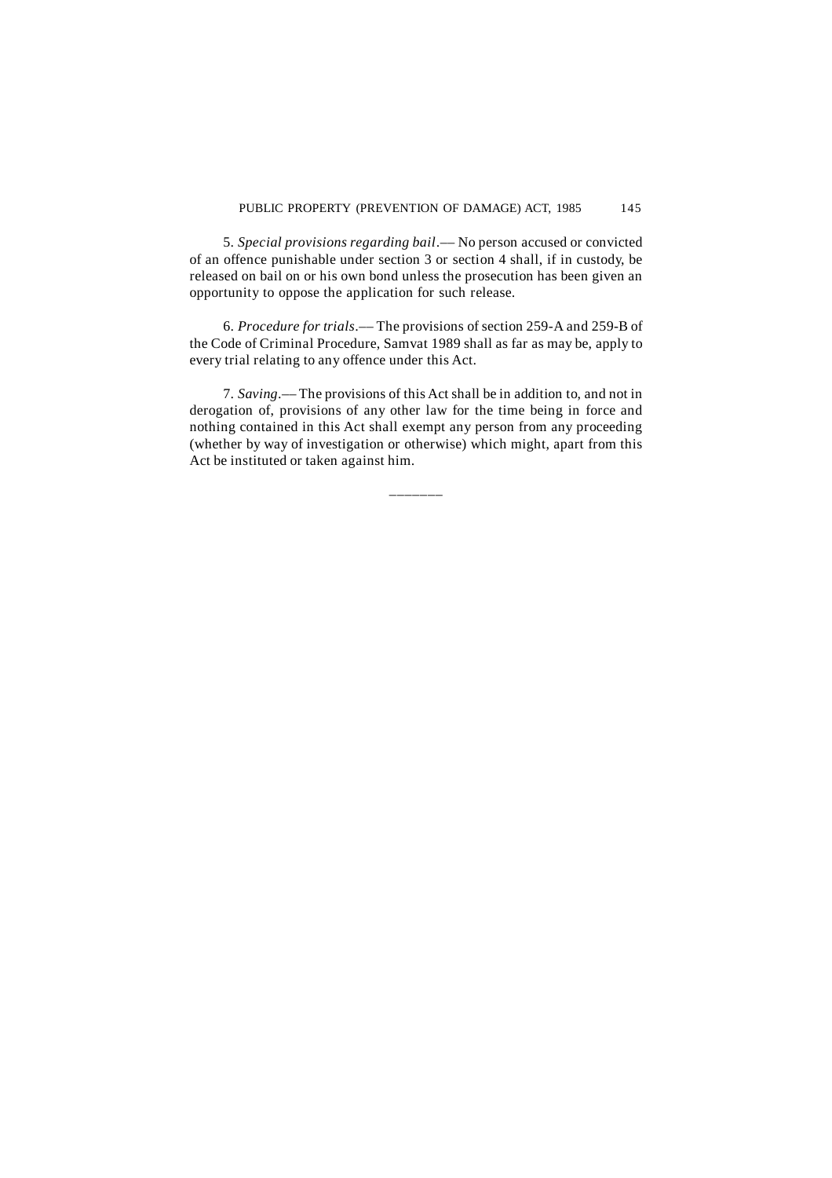5. *Special provisions regarding bail*.— No person accused or convicted of an offence punishable under section 3 or section 4 shall, if in custody, be released on bail on or his own bond unless the prosecution has been given an opportunity to oppose the application for such release.

6. *Procedure for trials*.— The provisions of section 259-A and 259-B of the Code of Criminal Procedure, Samvat 1989 shall as far as may be, apply to every trial relating to any offence under this Act.

7. *Saving*.— The provisions of this Act shall be in addition to, and not in derogation of, provisions of any other law for the time being in force and nothing contained in this Act shall exempt any person from any proceeding (whether by way of investigation or otherwise) which might, apart from this Act be instituted or taken against him.

———